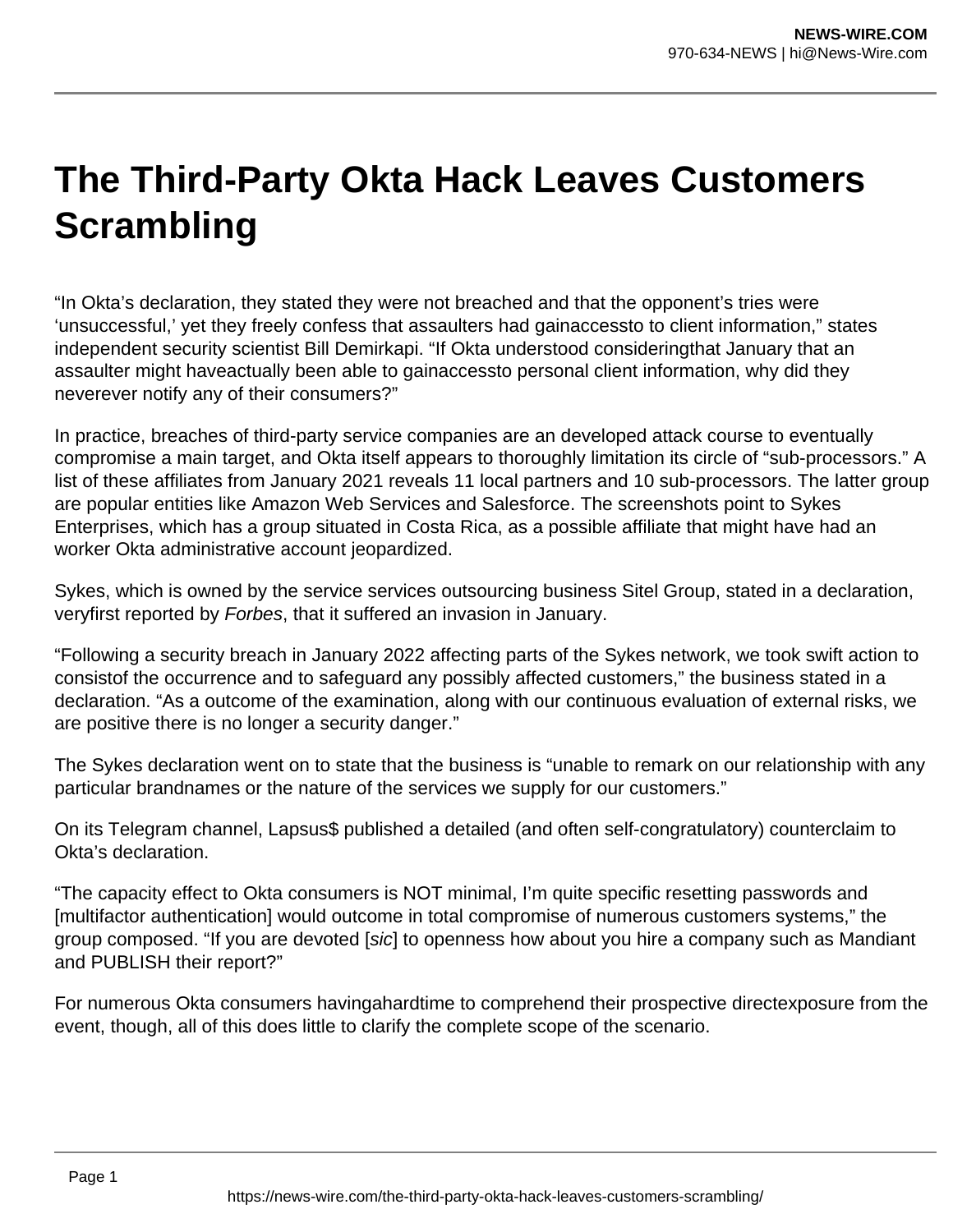# The Third-Party Okta Hack Leaves Customers Scrambling

“In Okta’s declaration, they stated they were not breached and that the opponent’s tries were ‘unsuccessful,’ yet they freely confess that assaulters had gainaccessto to client information,” states independent security scientist Bill Demirkapi. “If Okta understood consideringthat January that an assaulter might haveactually been able to gainaccessto personal client information, why did they neverever notify any of their consumers?”

In practice, breaches of third-party service companies are an developed attack course to eventually compromise a main target, and Okta itself appears to thoroughly limitation its circle of “sub-processors.” A list of these affiliates from January 2021 reveals 11 local partners and 10 sub-processors. The latter group are popular entities like Amazon Web Services and Salesforce. The screenshots point to Sykes Enterprises, which has a group situated in Costa Rica, as a possible affiliate that might have had an worker Okta administrative account jeopardized.

Sykes, which is owned by the service services outsourcing business Sitel Group, stated in a declaration, veryfirst reported by *Forbes*, that it suffered an invasion in January.

“Following a security breach in January 2022 affecting parts of the Sykes network, we took swift action to consistof the occurrence and to safeguard any possibly affected customers,” the business stated in a declaration. “As a outcome of the examination, along with our continuous evaluation of external risks, we are positive there is no longer a security danger.”

The Sykes declaration went on to state that the business is “unable to remark on our relationship with any particular brandnames or the nature of the services we supply for our customers.”

On its Telegram channel, Lapsus$ published a detailed (and often self-congratulatory) counterclaim to Okta’s declaration.

“The capacity effect to Okta consumers is NOT minimal, I’m quite specific resetting passwords and [multifactor authentication] would outcome in total compromise of numerous customers systems,” the group composed. “If you are devoted [*sic*] to openness how about you hire a company such as Mandiant and PUBLISH their report?”

For numerous Okta consumers havingahardtime to comprehend their prospective directexposure from the event, though, all of this does little to clarify the complete scope of the scenario.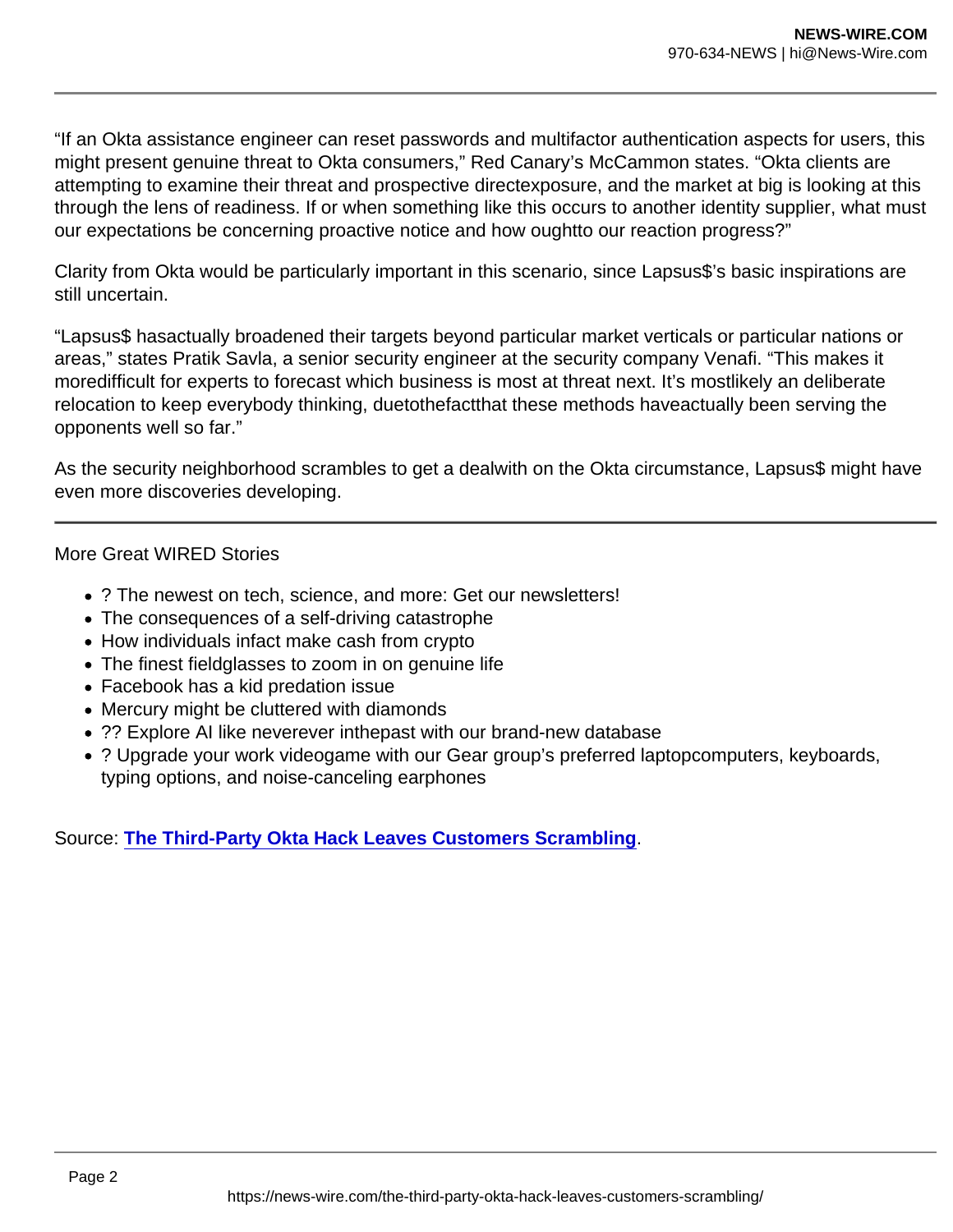"If an Okta assistance engineer can reset passwords and multifactor authentication aspects for users, this might present genuine threat to Okta consumers," Red Canary's McCammon states. "Okta clients are attempting to examine their threat and prospective directexposure, and the market at big is looking at this through the lens of readiness. If or when something like this occurs to another identity supplier, what must our expectations be concerning proactive notice and how oughtto our reaction progress?"

Clarity from Okta would be particularly important in this scenario, since Lapsus$'s basic inspirations are still uncertain.

"Lapsus$ hasactually broadened their targets beyond particular market verticals or particular nations or areas," states Pratik Savla, a senior security engineer at the security company Venafi. "This makes it moredifficult for experts to forecast which business is most at threat next. It's mostlikely an deliberate relocation to keep everybody thinking, duetothefactthat these methods haveactually been serving the opponents well so far."

As the security neighborhood scrambles to get a dealwith on the Okta circumstance, Lapsus$ might have even more discoveries developing.

---

More Great WIRED Stories

- ? The newest on tech, science, and more: Get our newsletters!
- The consequences of a self-driving catastrophe
- How individuals infact make cash from crypto
- The finest fieldglasses to zoom in on genuine life
- Facebook has a kid predation issue
- Mercury might be cluttered with diamonds
- ?? Explore AI like neverever inthepast with our brand-new database
- ? Upgrade your work videogame with our Gear group's preferred laptopcomputers, keyboards, typing options, and noise-canceling earphones

Source: **[The Third-Party Okta Hack Leaves Customers Scrambling](https://news-wire.com/the-third-party-okta-hack-leaves-customers-scrambling/)**.